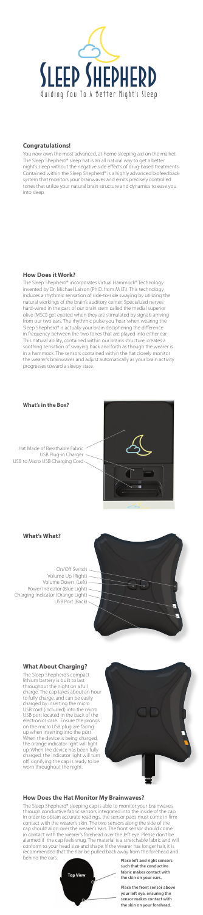# Sleep Shepherd

Guiding You To A Better Night's Sleep

## Congratulations!

You now own the most advanced, at-home sleeping aid on the market. The Sleep Shepherd® sleep hat is an all natural way to get a better night's sleep without the negative side effects of drug-based treatments. Contained within the Sleep Shepherd® is a highly advanced biofeedback system that monitors your brainwaves and emits precisely controlled tones that utilize your natural brain structure and dynamics to ease you into sleep.

## How Does it Work?

The Sleep Shepherd® incorporates Virtual Hammock® Technology invented by Dr. Michael Larson (Ph.D. from M.I.T.). This technology induces a rhythmic sensation of side-to-side swaying by utilizing the natural workings of the brain's auditory center. Specialized nerves hard-wired in the part of our brain stem called the medial superior olive (MSO) get excited when they are stimulated by signals arriving from our two ears. The rhythmic pulse you 'hear' when wearing the Sleep Shepherd® is actually your brain deciphering the difference in frequency between the two tones that are played into either ear. This natural ability, contained within our brain's structure, creates a soothing sensation of swaying back and forth as though the wearer is in a hammock. The sensors contained within the hat closely monitor the wearer's brainwaves and adjust automatically as your brain activity progresses toward a sleepy state.

## What's in the Box?

- Hat Made of Breathable Fabric
- USB Plug-in Charger
- USB to Micro USB Charging Cord

## What's What?

- On/Off Switch
- Volume Up (Right)
- Volume Down (Left)
- Power Indicator (Blue Light)
- Charging Indicator (Orange Light)
- USB Port (Back)

## What About Charging?

The Sleep Shepherd's compact lithium battery is built to last throughout the night on a full charge. The cap takes about an hour to fully charge, and can be easily charged by inserting the micro USB cord (included) into the micro USB port located in the back of the electronics case. Ensure the prongs on the micro USB plug are facing up when inserting into the port. When the device is being charged, the orange indicator light will light up. When the device has been fully charged, the indicator light will turn off, signifying the cap is ready to be worn throughout the night.

## How Does the Hat Monitor My Brainwaves?

The Sleep Shepherd® sleeping cap is able to monitor your brainwaves through conductive fabric sensors integrated into the inside of the cap. In order to obtain accurate readings, the sensor pads must come in firm contact with the wearer's skin. The two sensors along the side of the cap should align over the wearer's ears. The front sensor should come in contact with the wearer's forehead over the left eye. Please don't be alarmed if the cap feels snug. The material is a stretchable fabric and will conform to your head size and shape. If the wearer has longer hair, it is recommended that the hair be pulled back away from the forehead and behind the ears.

Top View

**Place left and right sensors such that the conductive fabric makes contact with the skin on your ears.**

**Place the front sensor above your left eye, ensuring the sensor makes contact with the skin on your forehead.**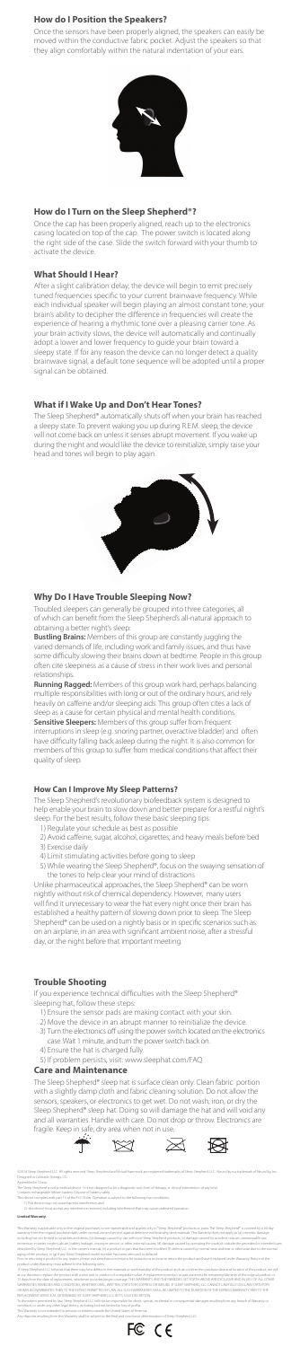## How do I Position the Speakers?

Once the sensors have been properly aligned, the speakers can easily be moved within the conductive fabric pocket. Adjust the speakers so that they align comfortably within the natural indentation of your ears.

## How do I Turn on the Sleep Shepherd®?

Once the cap has been properly aligned, reach up to the electronics casing located on top of the cap. The power switch is located along the right side of the case. Slide the switch forward with your thumb to activate the device.

## What Should I Hear?

After a slight calibration delay, the device will begin to emit precisely tuned frequencies specific to your current brainwave frequency. While each individual speaker will begin playing an almost constant tone, your brain's ability to decipher the difference in frequencies will create the experience of hearing a rhythmic tone over a pleasing carrier tone. As your brain activity slows, the device will automatically and continually adopt a lower and lower frequency to guide your brain toward a sleepy state. If for any reason the device can no longer detect a quality brainwave signal, a default tone sequence will be adopted until a proper signal can be obtained.

## What if I Wake Up and Don't Hear Tones?

The Sleep Shepherd® automatically shuts off when your brain has reached a sleepy state. To prevent waking you up during R.E.M. sleep, the device will not come back on unless it senses abrupt movement. If you wake up during the night and would like the device to reinitialize, simply raise your head and tones will begin to play again.

## Why Do I Have Trouble Sleeping Now?

Troubled sleepers can generally be grouped into three categories, all of which can benefit from the Sleep Shepherd's all-natural approach to obtaining a better night's sleep:

**Bustling Brains:** Members of this group are constantly juggling the varied demands of life, including work and family issues, and thus have some difficulty slowing their brains down at bedtime. People in this group often cite sleepiness as a cause of stress in their work lives and personal relationships.

**Running Ragged:** Members of this group work hard, perhaps balancing multiple responsibilities with long or out of the ordinary hours, and rely heavily on caffeine and/or sleeping aids. This group often cites a lack of sleep as a cause for certain physical and mental health conditions.

**Sensitive Sleepers:** Members of this group suffer from frequent interruptions in sleep (e.g. snoring partner, overactive bladder) and often have difficulty falling back asleep during the night. It is also common for members of this group to suffer from medical conditions that affect their quality of sleep.

## How Can I Improve My Sleep Patterns?

The Sleep Shepherd's revolutionary biofeedback system is designed to help enable your brain to slow down and better prepare for a restful night's sleep. For the best results, follow these basic sleeping tips:

1) Regulate your schedule as best as possible
2) Avoid caffeine, sugar, alcohol, cigarettes, and heavy meals before bed
3) Exercise daily
4) Limit stimulating activities before going to sleep
5) While wearing the Sleep Shepherd®, focus on the swaying sensation of the tones to help clear your mind of distractions

Unlike pharmaceutical approaches, the Sleep Shepherd® can be worn nightly without risk of chemical dependency. However, many users will find it unnecessary to wear the hat every night once their brain has established a healthy pattern of slowing down prior to sleep. The Sleep Shepherd® can be used on a nightly basis or in specific scenarios such as: on an airplane, in an area with significant ambient noise, after a stressful day, or the night before that important meeting.

## Trouble Shooting

If you experience technical difficulties with the Sleep Shepherd® sleeping hat, follow these steps:

1) Ensure the sensor pads are making contact with your skin.
2) Move the device in an abrupt manner to reinitialize the device.
3) Turn the electronics off using the power switch located on the electronics case. Wait 1 minute, and turn the power switch back on.
4) Ensure the hat is charged fully.
5) If problem persists, visit: www.sleephat.com/FAQ

## Care and Maintenance

The Sleep Shepherd® sleep hat's surface clean only. Clean fabric portion with a slightly damp cloth and fabric cleaning solution. Do not allow the sensors, speakers, or electronics to get wet. Do not wash, iron, or dry the Sleep Shepherd® sleep hat. Doing so will damage the hat and will void any and all warranties. Handle with care. Do not drop or throw. Electronics are fragile. Keep in safe, dry area when not in use.

©2014 Sleep Shepherd LLC. All rights reserved. Sleep Shepherd and Brainwave Synchronization are registered trademarks of Sleep Shepherd LLC.

This device complies with part 15 of the FCC Rules. Operation is subject to the following two conditions:

(1) This device may not cause harmful interference, and

(2) this device must accept any interference received, including interference that may cause undesired operation.

**Limited Warranty**

FC CE